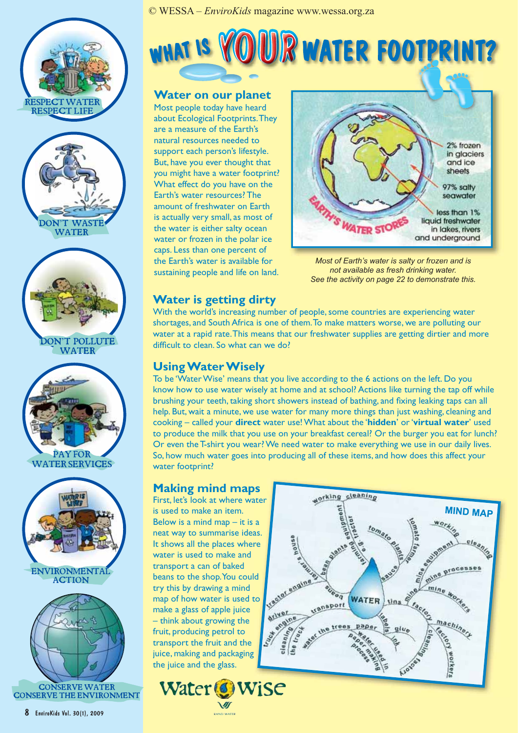# WHAT IS YOUR WATER FOOTPRINT?

## Water on our planet

Most people today have heard about Ecological Footprints. They are a measure of the Earth's natural resources needed to support each person's lifestyle. But, have you ever thought that you might have a water footprint? What effect do you have on the Earth's water resources? The amount of freshwater on Earth is actually very small, as most of the water is either salty ocean water or frozen in the polar ice caps. Less than one percent of the Earth's water is available for sustaining people and life on land.

EARTH'S WATER STORES

- 2% frozen in glaciers and ice sheets
- 97% salty seawater
- less than 1% liquid freshwater in lakes, rivers and underground

*Most of Earth's water is salty or frozen and is not available as fresh drinking water. See the activity on page 22 to demonstrate this.*

## Water is getting dirty

With the world's increasing number of people, some countries are experiencing water shortages, and South Africa is one of them. To make matters worse, we are polluting our water at a rapid rate. This means that our freshwater supplies are getting dirtier and more difficult to clean. So what can we do?

## Using Water Wisely

To be 'Water Wise' means that you live according to the 6 actions on the left. Do you know how to use water wisely at home and at school? Actions like turning the tap off while brushing your teeth, taking short showers instead of bathing, and fixing leaking taps can all help. But, wait a minute, we use water for many more things than just washing, cleaning and cooking – called your **direct** water use! What about the '**hidden**' or '**virtual water**' used to produce the milk that you use on your breakfast cereal? Or the burger you eat for lunch? Or even the T-shirt you wear? We need water to make everything we use in our daily lives. So, how much water goes into producing all of these items, and how does this affect your water footprint?

## Making mind maps

First, let's look at where water is used to make an item. Below is a mind map – it is a neat way to summarise ideas. It shows all the places where water is used to make and transport a can of baked beans to the shop. You could try this by drawing a mind map of how water is used to make a glass of apple juice – think about growing the fruit, producing petrol to transport the fruit and the juice, making and packaging the juice and the glass.

MIND MAP

WATER: beans (bean plants, farmer's house, farming equipment, tractor, working, cleaning, tractor engine); sauce (tomato plants, tomato farmer); tins (mine, mine equipment, working, cleaning, mine processes, mine workers); factory (machinery, factory workers, cleaning factory); labels (paper, ink, glue, water used in paper making process, water for trees); transport (driver, truck engine, cleaning the truck)

- RESPECT WATER RESPECT LIFE
- DON'T WASTE WATER
- DON'T POLLUTE WATER
- PAY FOR WATER SERVICES
- ENVIRONMENTAL ACTION
- CONSERVE WATER CONSERVE THE ENVIRONMENT

Water Wise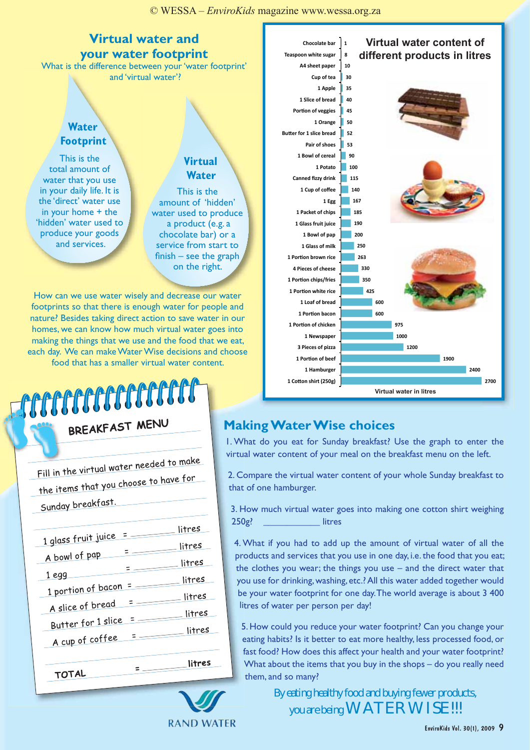# Virtual water and your water footprint

What is the difference between your 'water footprint' and 'virtual water'?

## Water Footprint

This is the total amount of water that you use in your daily life. It is the 'direct' water use in your home + the 'hidden' water used to produce your goods and services.

## Virtual Water

This is the amount of 'hidden' water used to produce a product (e.g. a chocolate bar) or a service from start to finish – see the graph on the right.

How can we use water wisely and decrease our water footprints so that there is enough water for people and nature? Besides taking direct action to save water in our homes, we can know how much virtual water goes into making the things that we use and the food that we eat, each day. We can make Water Wise decisions and choose food that has a smaller virtual water content.

## Virtual water content of different products in litres

Chocolate bar 1
Teaspoon white sugar 8
A4 sheet paper 10
Cup of tea 30
1 Apple 35
1 Slice of bread 40
Portion of veggies 45
1 Orange 50
Butter for 1 slice bread 52
Pair of shoes 53
1 Bowl of cereal 90
1 Potato 100
Canned fizzy drink 115
1 Cup of coffee 140
1 Egg 167
1 Packet of chips 185
1 Glass fruit juice 190
1 Bowl of pap 200
1 Glass of milk 250
1 Portion brown rice 263
4 Pieces of cheese 330
1 Portion chips/fries 350
1 Portion white rice 425
1 Loaf of bread 600
1 Portion bacon 600
1 Portion of chicken 975
1 Newspaper 1000
3 Pieces of pizza 1200
1 Portion of beef 1900
1 Hamburger 2400
1 Cotton shirt (250g) 2700

Virtual water in litres

## BREAKFAST MENU

Fill in the virtual water needed to make the items that you choose to have for Sunday breakfast.

1 glass fruit juice = ________ litres
A bowl of pap = ________ litres
1 egg = ________ litres
1 portion of bacon = ________ litres
A slice of bread = ________ litres
Butter for 1 slice = ________ litres
A cup of coffee = ________ litres

TOTAL = ________ litres

## Making Water Wise choices

1. What do you eat for Sunday breakfast? Use the graph to enter the virtual water content of your meal on the breakfast menu on the left.

2. Compare the virtual water content of your whole Sunday breakfast to that of one hamburger.

3. How much virtual water goes into making one cotton shirt weighing 250g? ____________ litres

4. What if you had to add up the amount of virtual water of all the products and services that you use in one day, i.e. the food that you eat; the clothes you wear; the things you use – and the direct water that you use for drinking, washing, etc.? All this water added together would be your water footprint for one day. The world average is about 3 400 litres of water per person per day!

5. How could you reduce your water footprint? Can you change your eating habits? Is it better to eat more healthy, less processed food, or fast food? How does this affect your health and your water footprint? What about the items that you buy in the shops – do you really need them, and so many?

*By eating healthy food and buying fewer products, you are being WATER WISE!!!*

RAND WATER